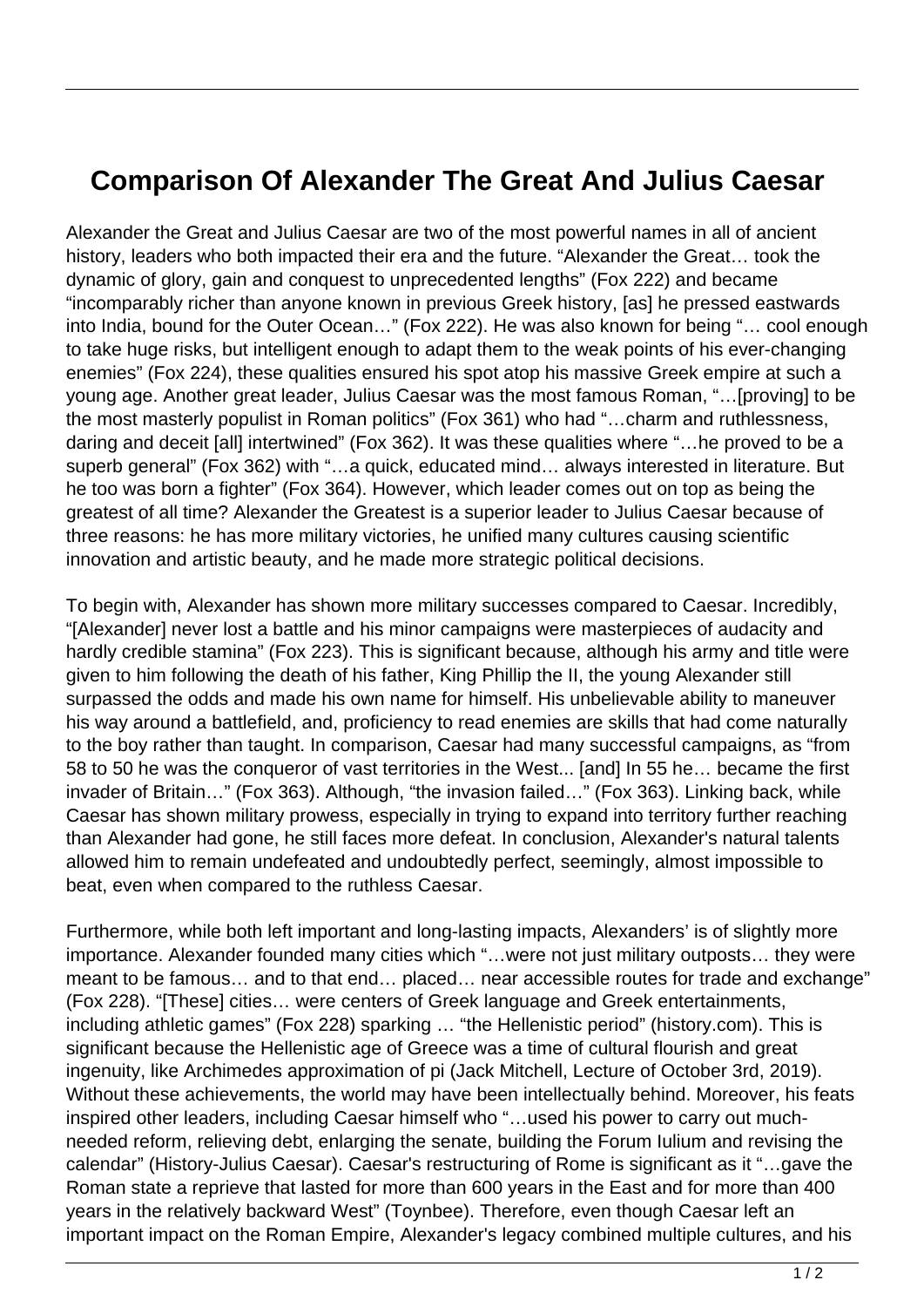# Comparison Of Alexander The Great And Julius Caesar

Alexander the Great and Julius Caesar are two of the most powerful names in all of ancient history, leaders who both impacted their era and the future. “Alexander the Great… took the dynamic of glory, gain and conquest to unprecedented lengths” (Fox 222) and became “incomparably richer than anyone known in previous Greek history, [as] he pressed eastwards into India, bound for the Outer Ocean…” (Fox 222). He was also known for being “… cool enough to take huge risks, but intelligent enough to adapt them to the weak points of his ever-changing enemies” (Fox 224), these qualities ensured his spot atop his massive Greek empire at such a young age. Another great leader, Julius Caesar was the most famous Roman, “…[proving] to be the most masterly populist in Roman politics” (Fox 361) who had “…charm and ruthlessness, daring and deceit [all] intertwined” (Fox 362). It was these qualities where “…he proved to be a superb general” (Fox 362) with “…a quick, educated mind… always interested in literature. But he too was born a fighter” (Fox 364). However, which leader comes out on top as being the greatest of all time? Alexander the Greatest is a superior leader to Julius Caesar because of three reasons: he has more military victories, he unified many cultures causing scientific innovation and artistic beauty, and he made more strategic political decisions.

To begin with, Alexander has shown more military successes compared to Caesar. Incredibly, “[Alexander] never lost a battle and his minor campaigns were masterpieces of audacity and hardly credible stamina” (Fox 223). This is significant because, although his army and title were given to him following the death of his father, King Phillip the II, the young Alexander still surpassed the odds and made his own name for himself. His unbelievable ability to maneuver his way around a battlefield, and, proficiency to read enemies are skills that had come naturally to the boy rather than taught. In comparison, Caesar had many successful campaigns, as “from 58 to 50 he was the conqueror of vast territories in the West... [and] In 55 he… became the first invader of Britain…” (Fox 363). Although, “the invasion failed…” (Fox 363). Linking back, while Caesar has shown military prowess, especially in trying to expand into territory further reaching than Alexander had gone, he still faces more defeat. In conclusion, Alexander's natural talents allowed him to remain undefeated and undoubtedly perfect, seemingly, almost impossible to beat, even when compared to the ruthless Caesar.

Furthermore, while both left important and long-lasting impacts, Alexanders’ is of slightly more importance. Alexander founded many cities which “…were not just military outposts… they were meant to be famous… and to that end… placed… near accessible routes for trade and exchange” (Fox 228). “[These] cities… were centers of Greek language and Greek entertainments, including athletic games” (Fox 228) sparking … “the Hellenistic period” (history.com). This is significant because the Hellenistic age of Greece was a time of cultural flourish and great ingenuity, like Archimedes approximation of pi (Jack Mitchell, Lecture of October 3rd, 2019). Without these achievements, the world may have been intellectually behind. Moreover, his feats inspired other leaders, including Caesar himself who “…used his power to carry out much-needed reform, relieving debt, enlarging the senate, building the Forum Iulium and revising the calendar” (History-Julius Caesar). Caesar's restructuring of Rome is significant as it “…gave the Roman state a reprieve that lasted for more than 600 years in the East and for more than 400 years in the relatively backward West” (Toynbee). Therefore, even though Caesar left an important impact on the Roman Empire, Alexander's legacy combined multiple cultures, and his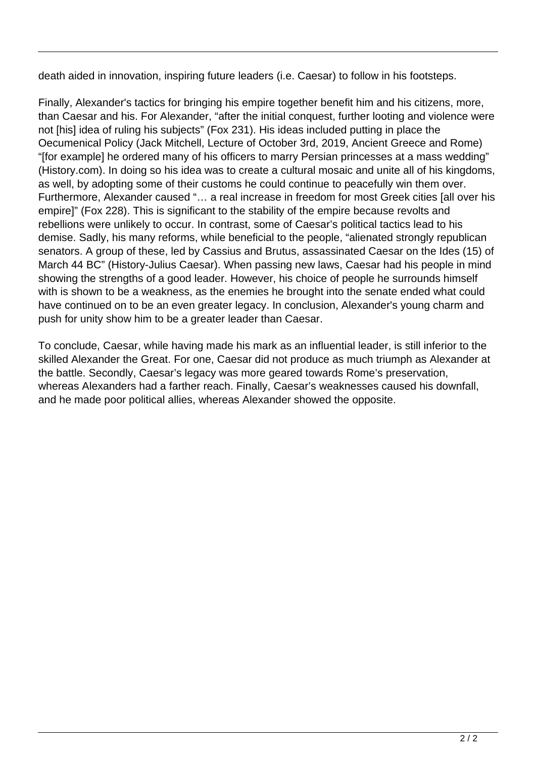death aided in innovation, inspiring future leaders (i.e. Caesar) to follow in his footsteps.

Finally, Alexander's tactics for bringing his empire together benefit him and his citizens, more, than Caesar and his. For Alexander, "after the initial conquest, further looting and violence were not [his] idea of ruling his subjects" (Fox 231). His ideas included putting in place the Oecumenical Policy (Jack Mitchell, Lecture of October 3rd, 2019, Ancient Greece and Rome) "[for example] he ordered many of his officers to marry Persian princesses at a mass wedding" (History.com). In doing so his idea was to create a cultural mosaic and unite all of his kingdoms, as well, by adopting some of their customs he could continue to peacefully win them over. Furthermore, Alexander caused "… a real increase in freedom for most Greek cities [all over his empire]" (Fox 228). This is significant to the stability of the empire because revolts and rebellions were unlikely to occur. In contrast, some of Caesar's political tactics lead to his demise. Sadly, his many reforms, while beneficial to the people, "alienated strongly republican senators. A group of these, led by Cassius and Brutus, assassinated Caesar on the Ides (15) of March 44 BC" (History-Julius Caesar). When passing new laws, Caesar had his people in mind showing the strengths of a good leader. However, his choice of people he surrounds himself with is shown to be a weakness, as the enemies he brought into the senate ended what could have continued on to be an even greater legacy. In conclusion, Alexander's young charm and push for unity show him to be a greater leader than Caesar.

To conclude, Caesar, while having made his mark as an influential leader, is still inferior to the skilled Alexander the Great. For one, Caesar did not produce as much triumph as Alexander at the battle. Secondly, Caesar's legacy was more geared towards Rome's preservation, whereas Alexanders had a farther reach. Finally, Caesar's weaknesses caused his downfall, and he made poor political allies, whereas Alexander showed the opposite.